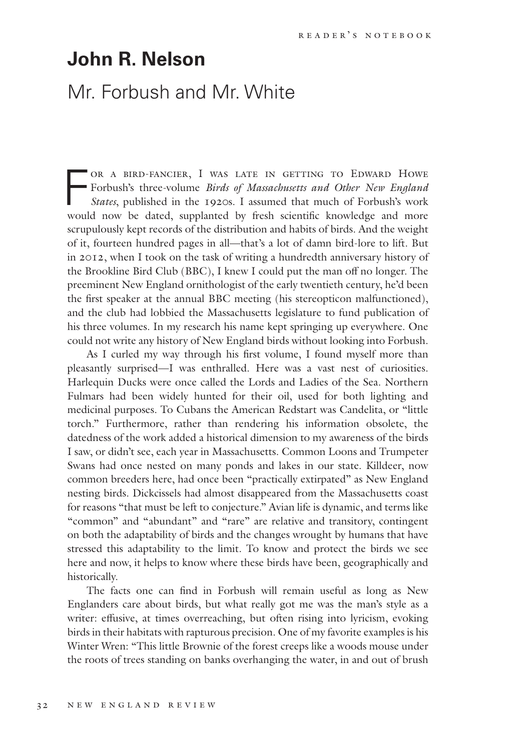# John R. Nelson

## Mr. Forbush and Mr. White

For a bird-fancier, I was late in getting to Edward Howe Forbush's three-volume *Birds of Massachusetts and Other New England States*, published in the 1920s. I assumed that much of Forbush's work would now be dated, supplanted by fresh scientific knowledge and more scrupulously kept records of the distribution and habits of birds. And the weight of it, fourteen hundred pages in all—that's a lot of damn bird-lore to lift. But in 2012, when I took on the task of writing a hundredth anniversary history of the Brookline Bird Club (BBC), I knew I could put the man off no longer. The preeminent New England ornithologist of the early twentieth century, he'd been the first speaker at the annual BBC meeting (his stereopticon malfunctioned), and the club had lobbied the Massachusetts legislature to fund publication of his three volumes. In my research his name kept springing up everywhere. One could not write any history of New England birds without looking into Forbush.

As I curled my way through his first volume, I found myself more than pleasantly surprised—I was enthralled. Here was a vast nest of curiosities. Harlequin Ducks were once called the Lords and Ladies of the Sea. Northern Fulmars had been widely hunted for their oil, used for both lighting and medicinal purposes. To Cubans the American Redstart was Candelita, or "little torch." Furthermore, rather than rendering his information obsolete, the datedness of the work added a historical dimension to my awareness of the birds I saw, or didn't see, each year in Massachusetts. Common Loons and Trumpeter Swans had once nested on many ponds and lakes in our state. Killdeer, now common breeders here, had once been "practically extirpated" as New England nesting birds. Dickcissels had almost disappeared from the Massachusetts coast for reasons "that must be left to conjecture." Avian life is dynamic, and terms like "common" and "abundant" and "rare" are relative and transitory, contingent on both the adaptability of birds and the changes wrought by humans that have stressed this adaptability to the limit. To know and protect the birds we see here and now, it helps to know where these birds have been, geographically and historically.

The facts one can find in Forbush will remain useful as long as New Englanders care about birds, but what really got me was the man's style as a writer: effusive, at times overreaching, but often rising into lyricism, evoking birds in their habitats with rapturous precision. One of my favorite examples is his Winter Wren: "This little Brownie of the forest creeps like a woods mouse under the roots of trees standing on banks overhanging the water, in and out of brush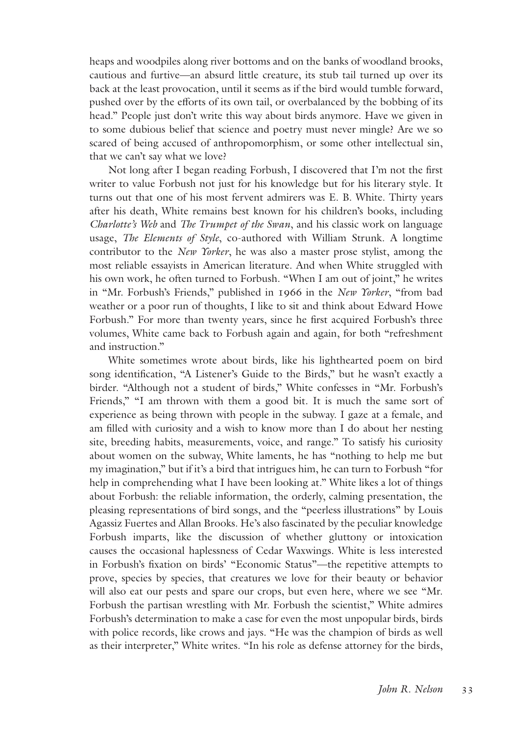heaps and woodpiles along river bottoms and on the banks of woodland brooks, cautious and furtive—an absurd little creature, its stub tail turned up over its back at the least provocation, until it seems as if the bird would tumble forward, pushed over by the efforts of its own tail, or overbalanced by the bobbing of its head." People just don't write this way about birds anymore. Have we given in to some dubious belief that science and poetry must never mingle? Are we so scared of being accused of anthropomorphism, or some other intellectual sin, that we can't say what we love?

Not long after I began reading Forbush, I discovered that I'm not the first writer to value Forbush not just for his knowledge but for his literary style. It turns out that one of his most fervent admirers was E. B. White. Thirty years after his death, White remains best known for his children's books, including *Charlotte's Web* and *The Trumpet of the Swan*, and his classic work on language usage, *The Elements of Style*, co-authored with William Strunk. A longtime contributor to the *New Yorker*, he was also a master prose stylist, among the most reliable essayists in American literature. And when White struggled with his own work, he often turned to Forbush. "When I am out of joint," he writes in "Mr. Forbush's Friends," published in 1966 in the *New Yorker*, "from bad weather or a poor run of thoughts, I like to sit and think about Edward Howe Forbush." For more than twenty years, since he first acquired Forbush's three volumes, White came back to Forbush again and again, for both "refreshment and instruction."

White sometimes wrote about birds, like his lighthearted poem on bird song identification, "A Listener's Guide to the Birds," but he wasn't exactly a birder. "Although not a student of birds," White confesses in "Mr. Forbush's Friends," "I am thrown with them a good bit. It is much the same sort of experience as being thrown with people in the subway. I gaze at a female, and am filled with curiosity and a wish to know more than I do about her nesting site, breeding habits, measurements, voice, and range." To satisfy his curiosity about women on the subway, White laments, he has "nothing to help me but my imagination," but if it's a bird that intrigues him, he can turn to Forbush "for help in comprehending what I have been looking at." White likes a lot of things about Forbush: the reliable information, the orderly, calming presentation, the pleasing representations of bird songs, and the "peerless illustrations" by Louis Agassiz Fuertes and Allan Brooks. He's also fascinated by the peculiar knowledge Forbush imparts, like the discussion of whether gluttony or intoxication causes the occasional haplessness of Cedar Waxwings. White is less interested in Forbush's fixation on birds' "Economic Status"—the repetitive attempts to prove, species by species, that creatures we love for their beauty or behavior will also eat our pests and spare our crops, but even here, where we see "Mr. Forbush the partisan wrestling with Mr. Forbush the scientist," White admires Forbush's determination to make a case for even the most unpopular birds, birds with police records, like crows and jays. "He was the champion of birds as well as their interpreter," White writes. "In his role as defense attorney for the birds,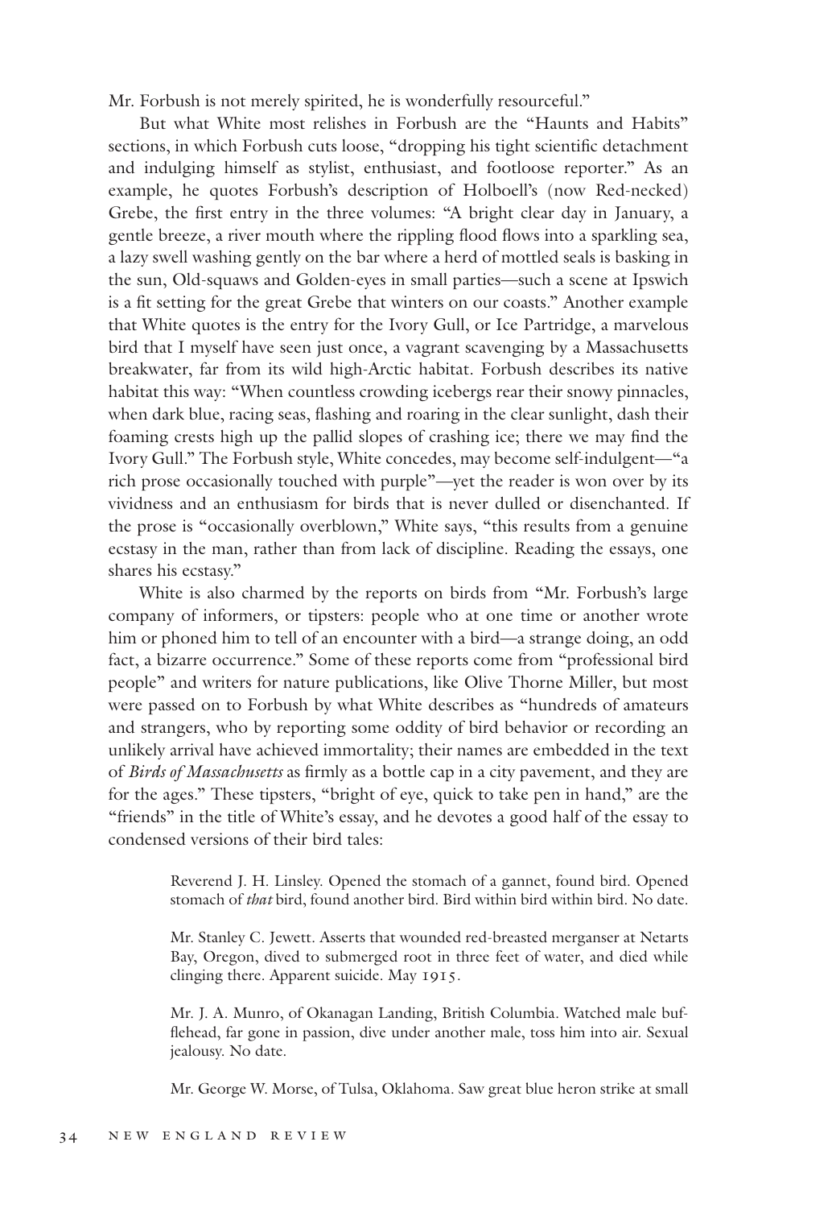Mr. Forbush is not merely spirited, he is wonderfully resourceful."

But what White most relishes in Forbush are the "Haunts and Habits" sections, in which Forbush cuts loose, "dropping his tight scientific detachment and indulging himself as stylist, enthusiast, and footloose reporter." As an example, he quotes Forbush's description of Holboell's (now Red-necked) Grebe, the first entry in the three volumes: "A bright clear day in January, a gentle breeze, a river mouth where the rippling flood flows into a sparkling sea, a lazy swell washing gently on the bar where a herd of mottled seals is basking in the sun, Old-squaws and Golden-eyes in small parties—such a scene at Ipswich is a fit setting for the great Grebe that winters on our coasts." Another example that White quotes is the entry for the Ivory Gull, or Ice Partridge, a marvelous bird that I myself have seen just once, a vagrant scavenging by a Massachusetts breakwater, far from its wild high-Arctic habitat. Forbush describes its native habitat this way: "When countless crowding icebergs rear their snowy pinnacles, when dark blue, racing seas, flashing and roaring in the clear sunlight, dash their foaming crests high up the pallid slopes of crashing ice; there we may find the Ivory Gull." The Forbush style, White concedes, may become self-indulgent—"a rich prose occasionally touched with purple"—yet the reader is won over by its vividness and an enthusiasm for birds that is never dulled or disenchanted. If the prose is "occasionally overblown," White says, "this results from a genuine ecstasy in the man, rather than from lack of discipline. Reading the essays, one shares his ecstasy."

White is also charmed by the reports on birds from "Mr. Forbush's large company of informers, or tipsters: people who at one time or another wrote him or phoned him to tell of an encounter with a bird—a strange doing, an odd fact, a bizarre occurrence." Some of these reports come from "professional bird people" and writers for nature publications, like Olive Thorne Miller, but most were passed on to Forbush by what White describes as "hundreds of amateurs and strangers, who by reporting some oddity of bird behavior or recording an unlikely arrival have achieved immortality; their names are embedded in the text of *Birds of Massachusetts* as firmly as a bottle cap in a city pavement, and they are for the ages." These tipsters, "bright of eye, quick to take pen in hand," are the "friends" in the title of White's essay, and he devotes a good half of the essay to condensed versions of their bird tales:

> Reverend J. H. Linsley. Opened the stomach of a gannet, found bird. Opened stomach of *that* bird, found another bird. Bird within bird within bird. No date.
>
> Mr. Stanley C. Jewett. Asserts that wounded red-breasted merganser at Netarts Bay, Oregon, dived to submerged root in three feet of water, and died while clinging there. Apparent suicide. May 1915.
>
> Mr. J. A. Munro, of Okanagan Landing, British Columbia. Watched male bufflehead, far gone in passion, dive under another male, toss him into air. Sexual jealousy. No date.
>
> Mr. George W. Morse, of Tulsa, Oklahoma. Saw great blue heron strike at small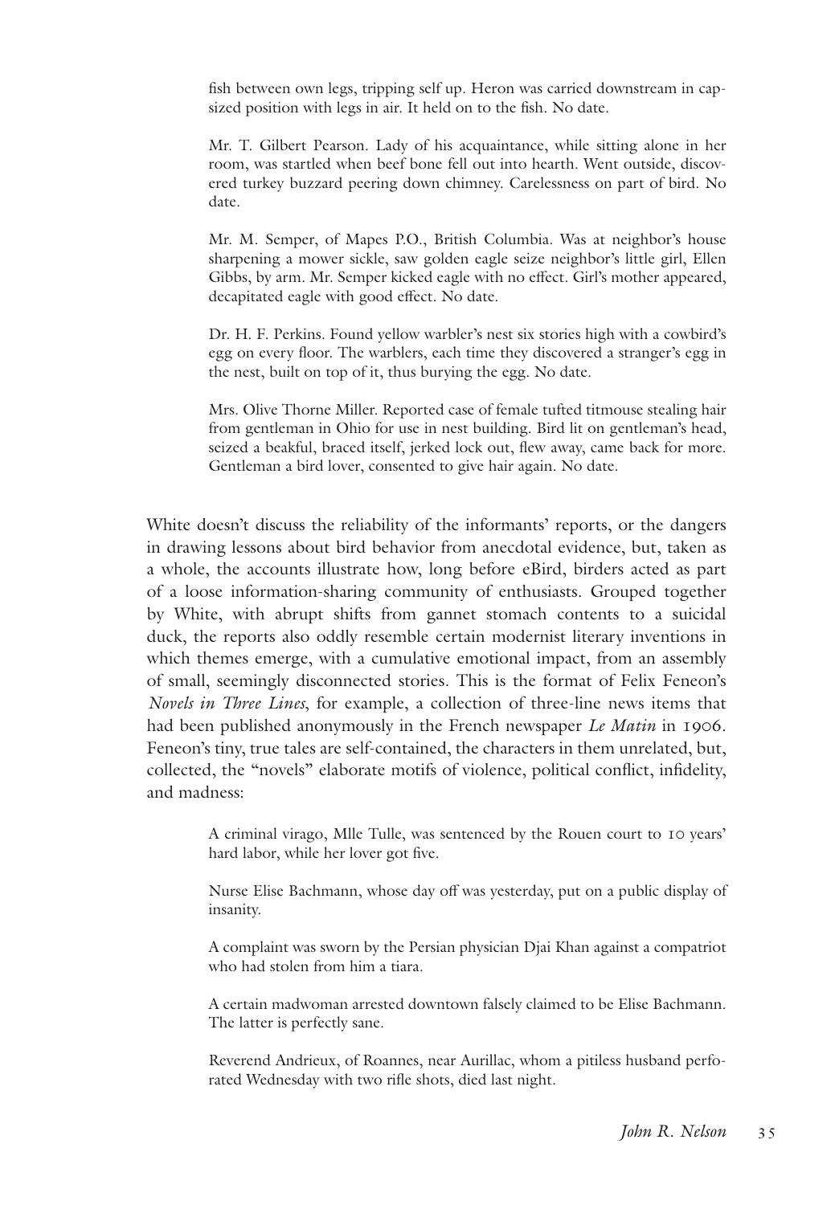fish between own legs, tripping self up. Heron was carried downstream in capsized position with legs in air. It held on to the fish. No date.

> Mr. T. Gilbert Pearson. Lady of his acquaintance, while sitting alone in her room, was startled when beef bone fell out into hearth. Went outside, discovered turkey buzzard peering down chimney. Carelessness on part of bird. No date.
>
> Mr. M. Semper, of Mapes P.O., British Columbia. Was at neighbor's house sharpening a mower sickle, saw golden eagle seize neighbor's little girl, Ellen Gibbs, by arm. Mr. Semper kicked eagle with no effect. Girl's mother appeared, decapitated eagle with good effect. No date.
>
> Dr. H. F. Perkins. Found yellow warbler's nest six stories high with a cowbird's egg on every floor. The warblers, each time they discovered a stranger's egg in the nest, built on top of it, thus burying the egg. No date.
>
> Mrs. Olive Thorne Miller. Reported case of female tufted titmouse stealing hair from gentleman in Ohio for use in nest building. Bird lit on gentleman's head, seized a beakful, braced itself, jerked lock out, flew away, came back for more. Gentleman a bird lover, consented to give hair again. No date.

White doesn't discuss the reliability of the informants' reports, or the dangers in drawing lessons about bird behavior from anecdotal evidence, but, taken as a whole, the accounts illustrate how, long before eBird, birders acted as part of a loose information-sharing community of enthusiasts. Grouped together by White, with abrupt shifts from gannet stomach contents to a suicidal duck, the reports also oddly resemble certain modernist literary inventions in which themes emerge, with a cumulative emotional impact, from an assembly of small, seemingly disconnected stories. This is the format of Felix Feneon's *Novels in Three Lines*, for example, a collection of three-line news items that had been published anonymously in the French newspaper *Le Matin* in 1906. Feneon's tiny, true tales are self-contained, the characters in them unrelated, but, collected, the "novels" elaborate motifs of violence, political conflict, infidelity, and madness:

> A criminal virago, Mlle Tulle, was sentenced by the Rouen court to 10 years' hard labor, while her lover got five.
>
> Nurse Elise Bachmann, whose day off was yesterday, put on a public display of insanity.
>
> A complaint was sworn by the Persian physician Djai Khan against a compatriot who had stolen from him a tiara.
>
> A certain madwoman arrested downtown falsely claimed to be Elise Bachmann. The latter is perfectly sane.
>
> Reverend Andrieux, of Roannes, near Aurillac, whom a pitiless husband perforated Wednesday with two rifle shots, died last night.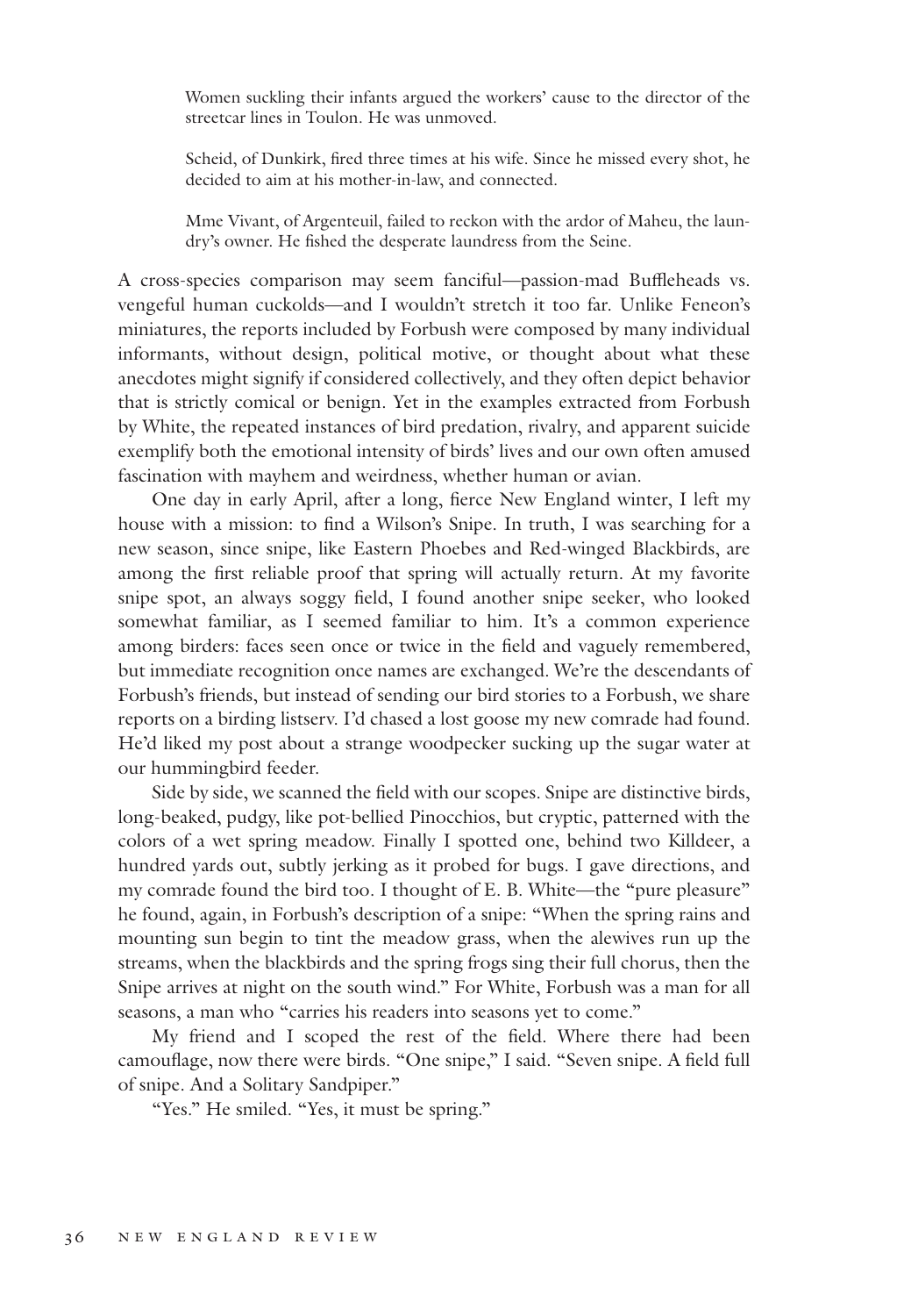> Women suckling their infants argued the workers' cause to the director of the streetcar lines in Toulon. He was unmoved.
>
> Scheid, of Dunkirk, fired three times at his wife. Since he missed every shot, he decided to aim at his mother-in-law, and connected.
>
> Mme Vivant, of Argenteuil, failed to reckon with the ardor of Maheu, the laundry's owner. He fished the desperate laundress from the Seine.

A cross-species comparison may seem fanciful—passion-mad Buffleheads vs. vengeful human cuckolds—and I wouldn't stretch it too far. Unlike Feneon's miniatures, the reports included by Forbush were composed by many individual informants, without design, political motive, or thought about what these anecdotes might signify if considered collectively, and they often depict behavior that is strictly comical or benign. Yet in the examples extracted from Forbush by White, the repeated instances of bird predation, rivalry, and apparent suicide exemplify both the emotional intensity of birds' lives and our own often amused fascination with mayhem and weirdness, whether human or avian.

One day in early April, after a long, fierce New England winter, I left my house with a mission: to find a Wilson's Snipe. In truth, I was searching for a new season, since snipe, like Eastern Phoebes and Red-winged Blackbirds, are among the first reliable proof that spring will actually return. At my favorite snipe spot, an always soggy field, I found another snipe seeker, who looked somewhat familiar, as I seemed familiar to him. It's a common experience among birders: faces seen once or twice in the field and vaguely remembered, but immediate recognition once names are exchanged. We're the descendants of Forbush's friends, but instead of sending our bird stories to a Forbush, we share reports on a birding listserv. I'd chased a lost goose my new comrade had found. He'd liked my post about a strange woodpecker sucking up the sugar water at our hummingbird feeder.

Side by side, we scanned the field with our scopes. Snipe are distinctive birds, long-beaked, pudgy, like pot-bellied Pinocchios, but cryptic, patterned with the colors of a wet spring meadow. Finally I spotted one, behind two Killdeer, a hundred yards out, subtly jerking as it probed for bugs. I gave directions, and my comrade found the bird too. I thought of E. B. White—the "pure pleasure" he found, again, in Forbush's description of a snipe: "When the spring rains and mounting sun begin to tint the meadow grass, when the alewives run up the streams, when the blackbirds and the spring frogs sing their full chorus, then the Snipe arrives at night on the south wind." For White, Forbush was a man for all seasons, a man who "carries his readers into seasons yet to come."

My friend and I scoped the rest of the field. Where there had been camouflage, now there were birds. "One snipe," I said. "Seven snipe. A field full of snipe. And a Solitary Sandpiper."

"Yes." He smiled. "Yes, it must be spring."